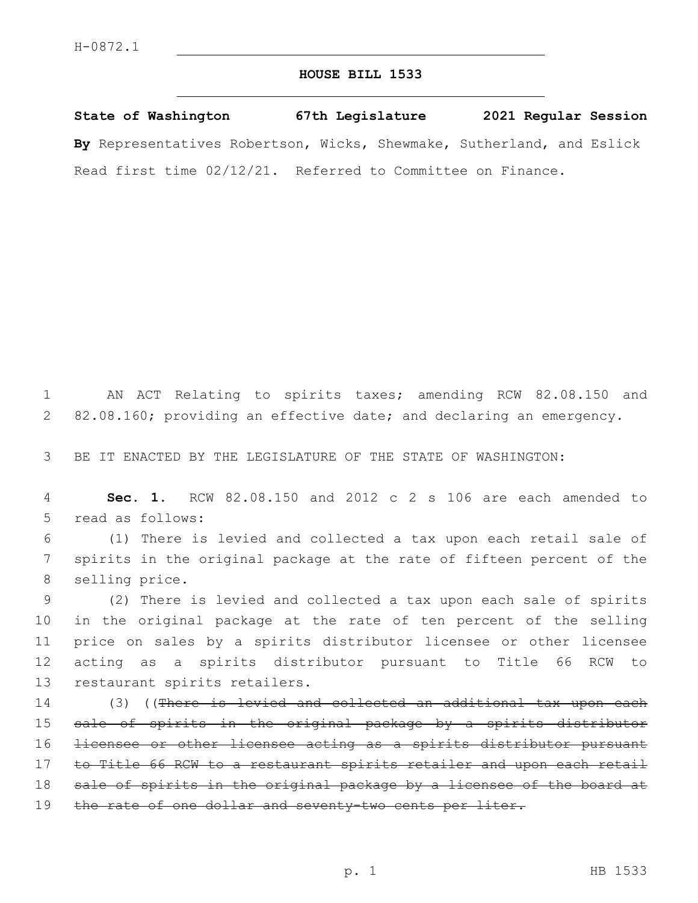H-0872.1

# HOUSE BILL 1533

**State of Washington 67th Legislature 2021 Regular Session**

**By** Representatives Robertson, Wicks, Shewmake, Sutherland, and Eslick

Read first time 02/12/21. Referred to Committee on Finance.

AN ACT Relating to spirits taxes; amending RCW 82.08.150 and 82.08.160; providing an effective date; and declaring an emergency.

BE IT ENACTED BY THE LEGISLATURE OF THE STATE OF WASHINGTON:

**Sec. 1.** RCW 82.08.150 and 2012 c 2 s 106 are each amended to read as follows:

(1) There is levied and collected a tax upon each retail sale of spirits in the original package at the rate of fifteen percent of the selling price.

(2) There is levied and collected a tax upon each sale of spirits in the original package at the rate of ten percent of the selling price on sales by a spirits distributor licensee or other licensee acting as a spirits distributor pursuant to Title 66 RCW to restaurant spirits retailers.

(3) ((~~There is levied and collected an additional tax upon each sale of spirits in the original package by a spirits distributor licensee or other licensee acting as a spirits distributor pursuant to Title 66 RCW to a restaurant spirits retailer and upon each retail sale of spirits in the original package by a licensee of the board at the rate of one dollar and seventy-two cents per liter.~~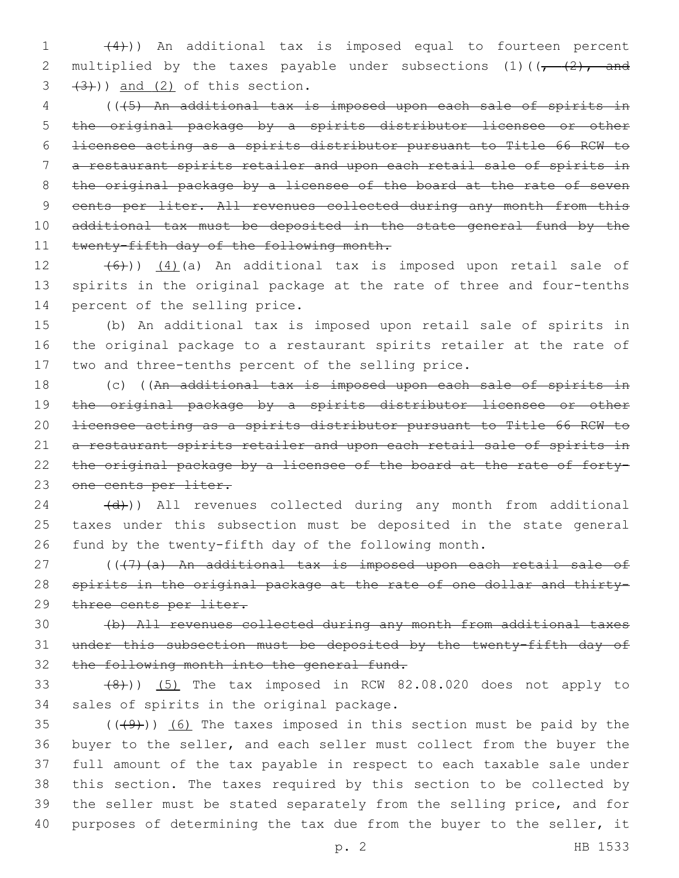(4))) An additional tax is imposed equal to fourteen percent multiplied by the taxes payable under subsections (1)((, (2), and (3))) and (2) of this section.

(((5) An additional tax is imposed upon each sale of spirits in the original package by a spirits distributor licensee or other licensee acting as a spirits distributor pursuant to Title 66 RCW to a restaurant spirits retailer and upon each retail sale of spirits in the original package by a licensee of the board at the rate of seven cents per liter. All revenues collected during any month from this additional tax must be deposited in the state general fund by the twenty-fifth day of the following month.

(6))) (4)(a) An additional tax is imposed upon retail sale of spirits in the original package at the rate of three and four-tenths percent of the selling price.

(b) An additional tax is imposed upon retail sale of spirits in the original package to a restaurant spirits retailer at the rate of two and three-tenths percent of the selling price.

(c) ((An additional tax is imposed upon each sale of spirits in the original package by a spirits distributor licensee or other licensee acting as a spirits distributor pursuant to Title 66 RCW to a restaurant spirits retailer and upon each retail sale of spirits in the original package by a licensee of the board at the rate of forty-one cents per liter.

(d))) All revenues collected during any month from additional taxes under this subsection must be deposited in the state general fund by the twenty-fifth day of the following month.

(((7)(a) An additional tax is imposed upon each retail sale of spirits in the original package at the rate of one dollar and thirty-three cents per liter.

(b) All revenues collected during any month from additional taxes under this subsection must be deposited by the twenty-fifth day of the following month into the general fund.

(8))) (5) The tax imposed in RCW 82.08.020 does not apply to sales of spirits in the original package.

(((9))) (6) The taxes imposed in this section must be paid by the buyer to the seller, and each seller must collect from the buyer the full amount of the tax payable in respect to each taxable sale under this section. The taxes required by this section to be collected by the seller must be stated separately from the selling price, and for purposes of determining the tax due from the buyer to the seller, it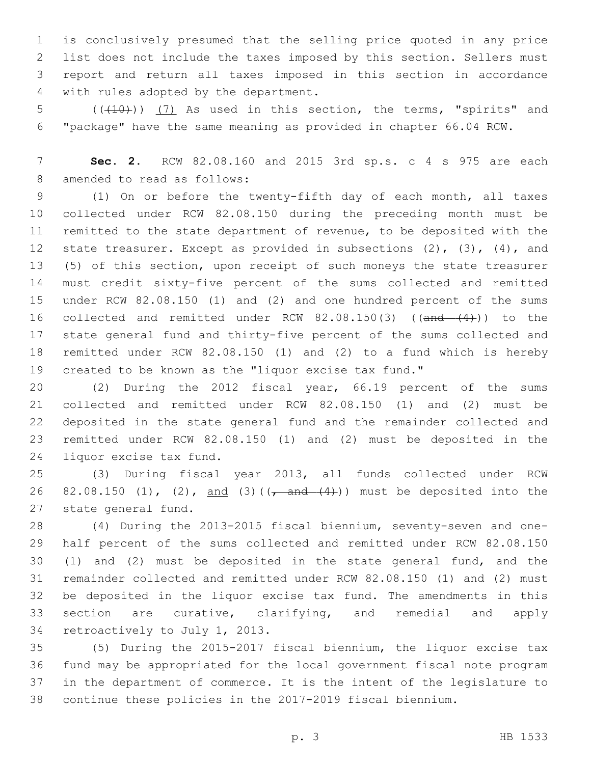is conclusively presumed that the selling price quoted in any price list does not include the taxes imposed by this section. Sellers must report and return all taxes imposed in this section in accordance with rules adopted by the department.

((~~(10)~~)) <u>(7)</u> As used in this section, the terms, "spirits" and "package" have the same meaning as provided in chapter 66.04 RCW.

**Sec. 2.** RCW 82.08.160 and 2015 3rd sp.s. c 4 s 975 are each amended to read as follows:

(1) On or before the twenty-fifth day of each month, all taxes collected under RCW 82.08.150 during the preceding month must be remitted to the state department of revenue, to be deposited with the state treasurer. Except as provided in subsections (2), (3), (4), and (5) of this section, upon receipt of such moneys the state treasurer must credit sixty-five percent of the sums collected and remitted under RCW 82.08.150 (1) and (2) and one hundred percent of the sums collected and remitted under RCW 82.08.150(3) ((~~and (4)~~)) to the state general fund and thirty-five percent of the sums collected and remitted under RCW 82.08.150 (1) and (2) to a fund which is hereby created to be known as the "liquor excise tax fund."

(2) During the 2012 fiscal year, 66.19 percent of the sums collected and remitted under RCW 82.08.150 (1) and (2) must be deposited in the state general fund and the remainder collected and remitted under RCW 82.08.150 (1) and (2) must be deposited in the liquor excise tax fund.

(3) During fiscal year 2013, all funds collected under RCW 82.08.150 (1), (2), <u>and</u> (3)((~~, and (4)~~)) must be deposited into the state general fund.

(4) During the 2013-2015 fiscal biennium, seventy-seven and one-half percent of the sums collected and remitted under RCW 82.08.150 (1) and (2) must be deposited in the state general fund, and the remainder collected and remitted under RCW 82.08.150 (1) and (2) must be deposited in the liquor excise tax fund. The amendments in this section are curative, clarifying, and remedial and apply retroactively to July 1, 2013.

(5) During the 2015-2017 fiscal biennium, the liquor excise tax fund may be appropriated for the local government fiscal note program in the department of commerce. It is the intent of the legislature to continue these policies in the 2017-2019 fiscal biennium.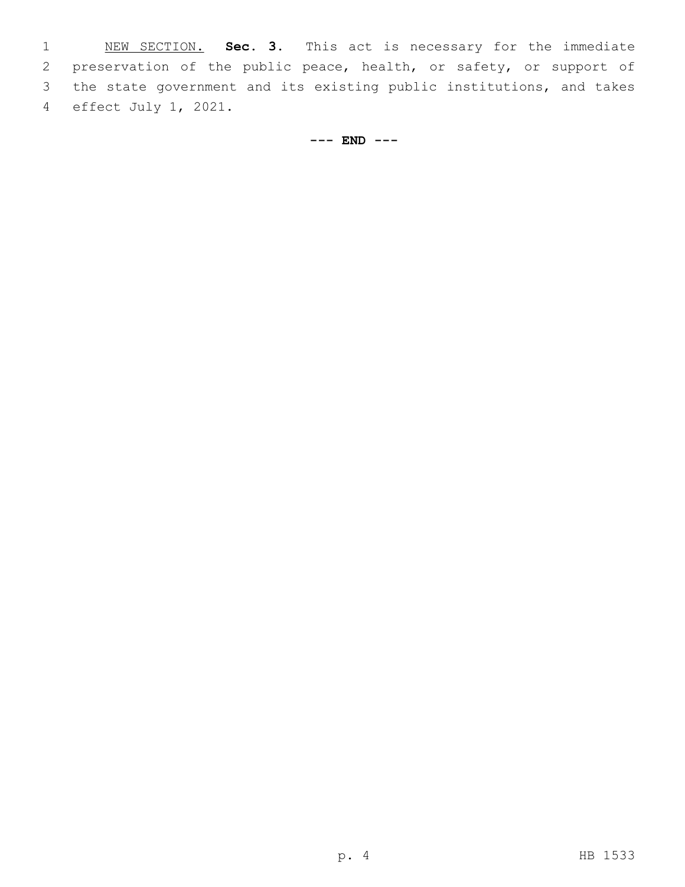NEW SECTION. **Sec. 3.** This act is necessary for the immediate preservation of the public peace, health, or safety, or support of the state government and its existing public institutions, and takes effect July 1, 2021.

**--- END ---**